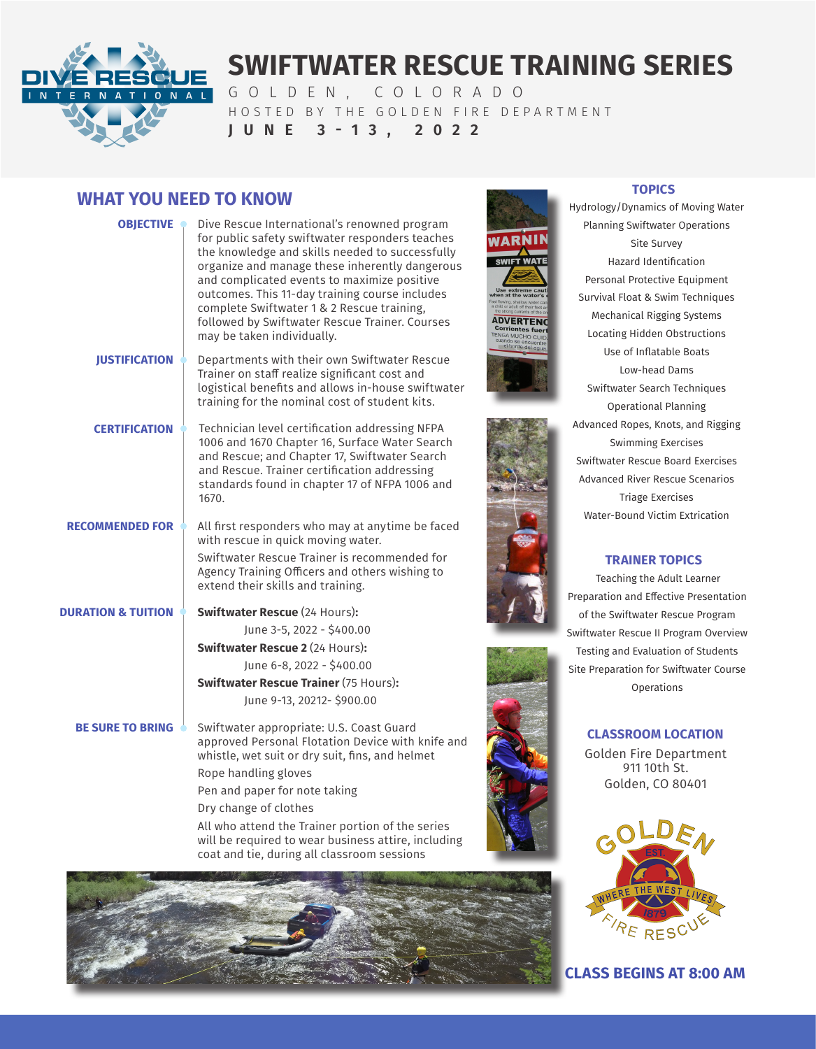# SWIFTWATER RESCUE TRAINING SERIES

GOLDEN, COLORADO

HOSTED BY THE GOLDEN FIRE DEPARTMENT

**JUNE 3-13, 2022**

## WHAT YOU NEED TO KNOW

**OBJECTIVE**

Dive Rescue International's renowned program for public safety swiftwater responders teaches the knowledge and skills needed to successfully organize and manage these inherently dangerous and complicated events to maximize positive outcomes. This 11-day training course includes complete Swiftwater 1 & 2 Rescue training, followed by Swiftwater Rescue Trainer. Courses may be taken individually.

**JUSTIFICATION**

Departments with their own Swiftwater Rescue Trainer on staff realize significant cost and logistical benefits and allows in-house swiftwater training for the nominal cost of student kits.

**CERTIFICATION**

Technician level certification addressing NFPA 1006 and 1670 Chapter 16, Surface Water Search and Rescue; and Chapter 17, Swiftwater Search and Rescue. Trainer certification addressing standards found in chapter 17 of NFPA 1006 and 1670.

**RECOMMENDED FOR**

All first responders who may at anytime be faced with rescue in quick moving water.

Swiftwater Rescue Trainer is recommended for Agency Training Officers and others wishing to extend their skills and training.

**DURATION & TUITION**

**Swiftwater Rescue** (24 Hours)**:**
June 3-5, 2022 - $400.00

**Swiftwater Rescue 2** (24 Hours)**:**
June 6-8, 2022 - $400.00

**Swiftwater Rescue Trainer** (75 Hours)**:**
June 9-13, 20212- $900.00

**BE SURE TO BRING**

Swiftwater appropriate: U.S. Coast Guard approved Personal Flotation Device with knife and whistle, wet suit or dry suit, fins, and helmet

Rope handling gloves

Pen and paper for note taking

Dry change of clothes

All who attend the Trainer portion of the series will be required to wear business attire, including coat and tie, during all classroom sessions

### TOPICS

Hydrology/Dynamics of Moving Water
Planning Swiftwater Operations
Site Survey
Hazard Identification
Personal Protective Equipment
Survival Float & Swim Techniques
Mechanical Rigging Systems
Locating Hidden Obstructions
Use of Inflatable Boats
Low-head Dams
Swiftwater Search Techniques
Operational Planning
Advanced Ropes, Knots, and Rigging
Swimming Exercises
Swiftwater Rescue Board Exercises
Advanced River Rescue Scenarios
Triage Exercises
Water-Bound Victim Extrication

### TRAINER TOPICS

Teaching the Adult Learner
Preparation and Effective Presentation of the Swiftwater Rescue Program
Swiftwater Rescue II Program Overview
Testing and Evaluation of Students
Site Preparation for Swiftwater Course Operations

### CLASSROOM LOCATION

Golden Fire Department
911 10th St.
Golden, CO 80401

### CLASS BEGINS AT 8:00 AM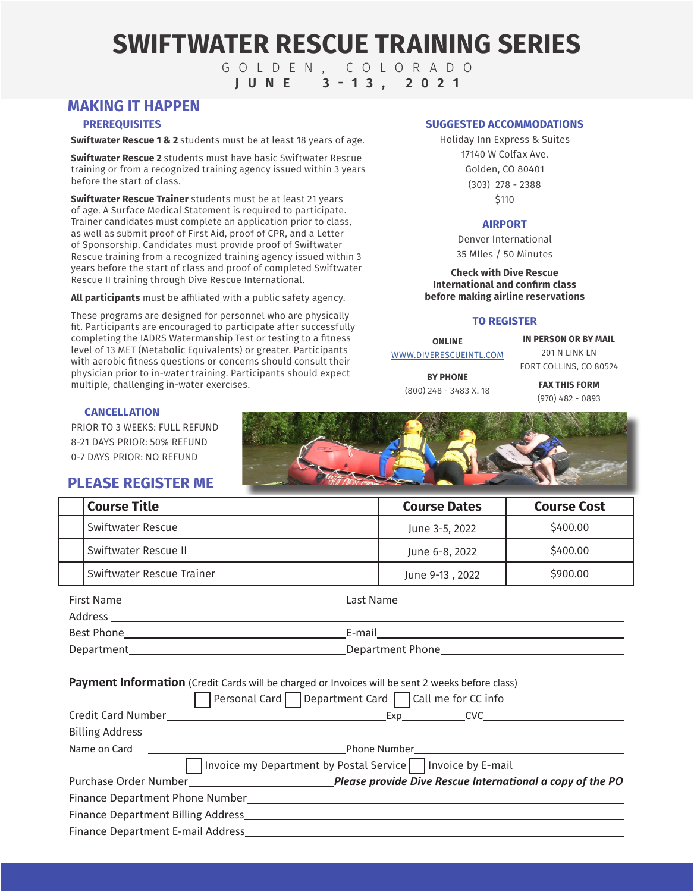# SWIFTWATER RESCUE TRAINING SERIES

GOLDEN, COLORADO

**JUNE 3-13, 2021**

## MAKING IT HAPPEN

### PREREQUISITES

**Swiftwater Rescue 1 & 2** students must be at least 18 years of age.

**Swiftwater Rescue 2** students must have basic Swiftwater Rescue training or from a recognized training agency issued within 3 years before the start of class.

**Swiftwater Rescue Trainer** students must be at least 21 years of age. A Surface Medical Statement is required to participate. Trainer candidates must complete an application prior to class, as well as submit proof of First Aid, proof of CPR, and a Letter of Sponsorship. Candidates must provide proof of Swiftwater Rescue training from a recognized training agency issued within 3 years before the start of class and proof of completed Swiftwater Rescue II training through Dive Rescue International.

**All participants** must be affiliated with a public safety agency.

These programs are designed for personnel who are physically fit. Participants are encouraged to participate after successfully completing the IADRS Watermanship Test or testing to a fitness level of 13 MET (Metabolic Equivalents) or greater. Participants with aerobic fitness questions or concerns should consult their physician prior to in-water training. Participants should expect multiple, challenging in-water exercises.

### SUGGESTED ACCOMMODATIONS

Holiday Inn Express & Suites
17140 W Colfax Ave.
Golden, CO 80401
(303) 278 - 2388
$110

### AIRPORT

Denver International
35 MIles / 50 Minutes

**Check with Dive Rescue International and confirm class before making airline reservations**

### TO REGISTER

**ONLINE**
WWW.DIVERESCUEINTL.COM

**BY PHONE**
(800) 248 - 3483 X. 18

**IN PERSON OR BY MAIL**
201 N LINK LN
FORT COLLINS, CO 80524

**FAX THIS FORM**
(970) 482 - 0893

### CANCELLATION

PRIOR TO 3 WEEKS: FULL REFUND
8-21 DAYS PRIOR: 50% REFUND
0-7 DAYS PRIOR: NO REFUND

## PLEASE REGISTER ME

| | Course Title | Course Dates | Course Cost |
|---|---|---|---|
| ☐ | Swiftwater Rescue | June 3-5, 2022 | $400.00 |
| ☐ | Swiftwater Rescue II | June 6-8, 2022 | $400.00 |
| ☐ | Swiftwater Rescue Trainer | June 9-13 , 2022 | $900.00 |

First Name ____________________ Last Name ____________________
Address ____________________
Best Phone ____________________ E-mail ____________________
Department ____________________ Department Phone ____________________

**Payment Information** (Credit Cards will be charged or Invoices will be sent 2 weeks before class)

☐ Personal Card ☐ Department Card ☐ Call me for CC info

Credit Card Number ____________________ Exp__________ CVC__________
Billing Address ____________________
Name on Card ____________________ Phone Number ____________________

☐ Invoice my Department by Postal Service ☐ Invoice by E-mail

Purchase Order Number ____________________ ***Please provide Dive Rescue International a copy of the PO***
Finance Department Phone Number ____________________
Finance Department Billing Address ____________________
Finance Department E-mail Address ____________________